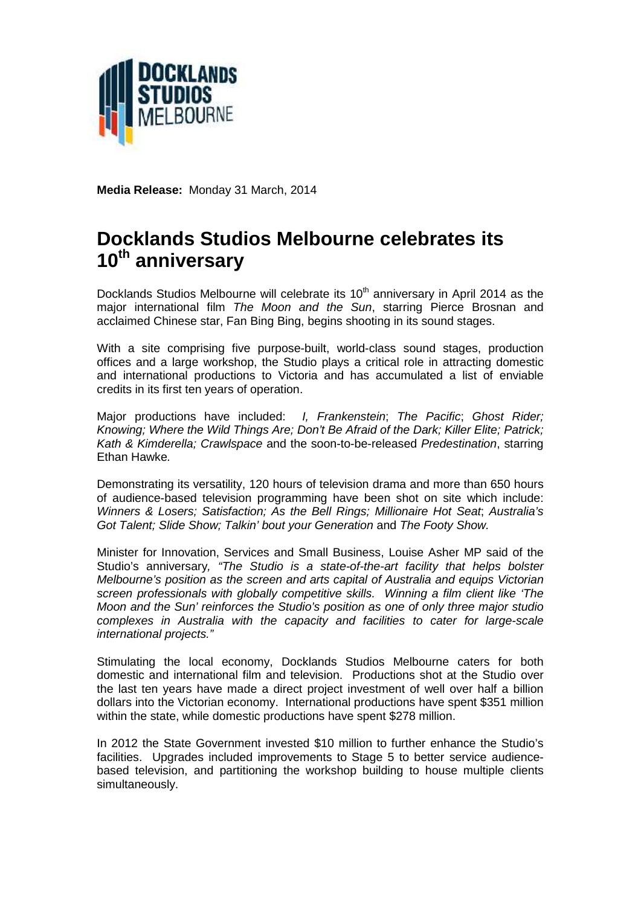**Media Release:** Monday 31 March, 2014

# Docklands Studios Melbourne celebrates its 10th anniversary

Docklands Studios Melbourne will celebrate its 10th anniversary in April 2014 as the major international film *The Moon and the Sun*, starring Pierce Brosnan and acclaimed Chinese star, Fan Bing Bing, begins shooting in its sound stages.

With a site comprising five purpose-built, world-class sound stages, production offices and a large workshop, the Studio plays a critical role in attracting domestic and international productions to Victoria and has accumulated a list of enviable credits in its first ten years of operation.

Major productions have included: *I, Frankenstein*; *The Pacific*; *Ghost Rider; Knowing; Where the Wild Things Are; Don't Be Afraid of the Dark; Killer Elite; Patrick; Kath & Kimderella; Crawlspace* and the soon-to-be-released *Predestination*, starring Ethan Hawke.

Demonstrating its versatility, 120 hours of television drama and more than 650 hours of audience-based television programming have been shot on site which include: *Winners & Losers; Satisfaction; As the Bell Rings; Millionaire Hot Seat*; *Australia's Got Talent; Slide Show; Talkin' bout your Generation* and *The Footy Show.*

Minister for Innovation, Services and Small Business, Louise Asher MP said of the Studio's anniversary*, "The Studio is a state-of-the-art facility that helps bolster Melbourne's position as the screen and arts capital of Australia and equips Victorian screen professionals with globally competitive skills. Winning a film client like 'The Moon and the Sun' reinforces the Studio's position as one of only three major studio complexes in Australia with the capacity and facilities to cater for large-scale international projects."*

Stimulating the local economy, Docklands Studios Melbourne caters for both domestic and international film and television. Productions shot at the Studio over the last ten years have made a direct project investment of well over half a billion dollars into the Victorian economy. International productions have spent $351 million within the state, while domestic productions have spent $278 million.

In 2012 the State Government invested $10 million to further enhance the Studio's facilities. Upgrades included improvements to Stage 5 to better service audience-based television, and partitioning the workshop building to house multiple clients simultaneously.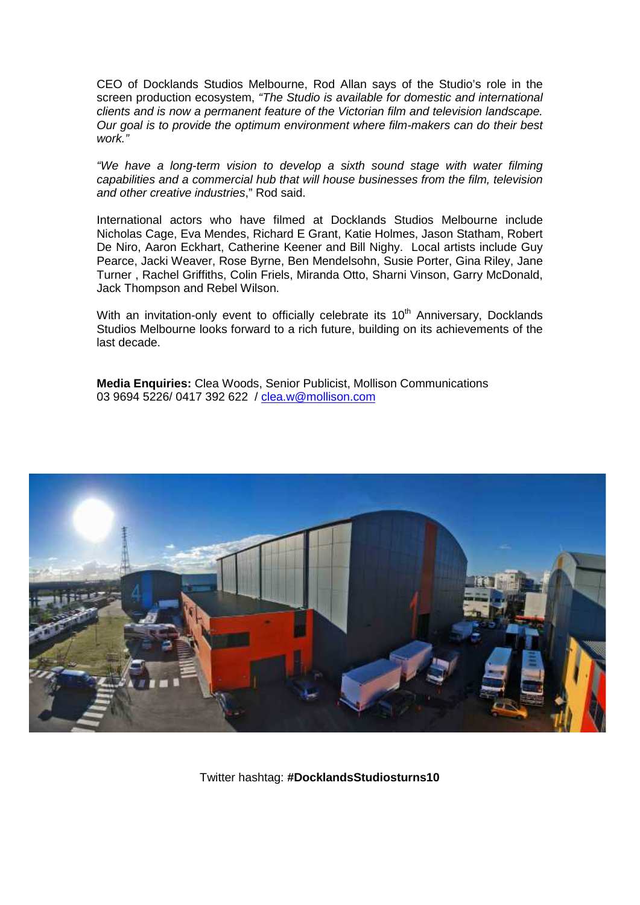CEO of Docklands Studios Melbourne, Rod Allan says of the Studio's role in the screen production ecosystem, *"The Studio is available for domestic and international clients and is now a permanent feature of the Victorian film and television landscape. Our goal is to provide the optimum environment where film-makers can do their best work."*

*"We have a long-term vision to develop a sixth sound stage with water filming capabilities and a commercial hub that will house businesses from the film, television and other creative industries*," Rod said.

International actors who have filmed at Docklands Studios Melbourne include Nicholas Cage, Eva Mendes, Richard E Grant, Katie Holmes, Jason Statham, Robert De Niro, Aaron Eckhart, Catherine Keener and Bill Nighy. Local artists include Guy Pearce, Jacki Weaver, Rose Byrne, Ben Mendelsohn, Susie Porter, Gina Riley, Jane Turner , Rachel Griffiths, Colin Friels, Miranda Otto, Sharni Vinson, Garry McDonald, Jack Thompson and Rebel Wilson.

With an invitation-only event to officially celebrate its 10th Anniversary, Docklands Studios Melbourne looks forward to a rich future, building on its achievements of the last decade.

**Media Enquiries:** Clea Woods, Senior Publicist, Mollison Communications
03 9694 5226/ 0417 392 622 / clea.w@mollison.com

Twitter hashtag: **#DocklandsStudiosturns10**